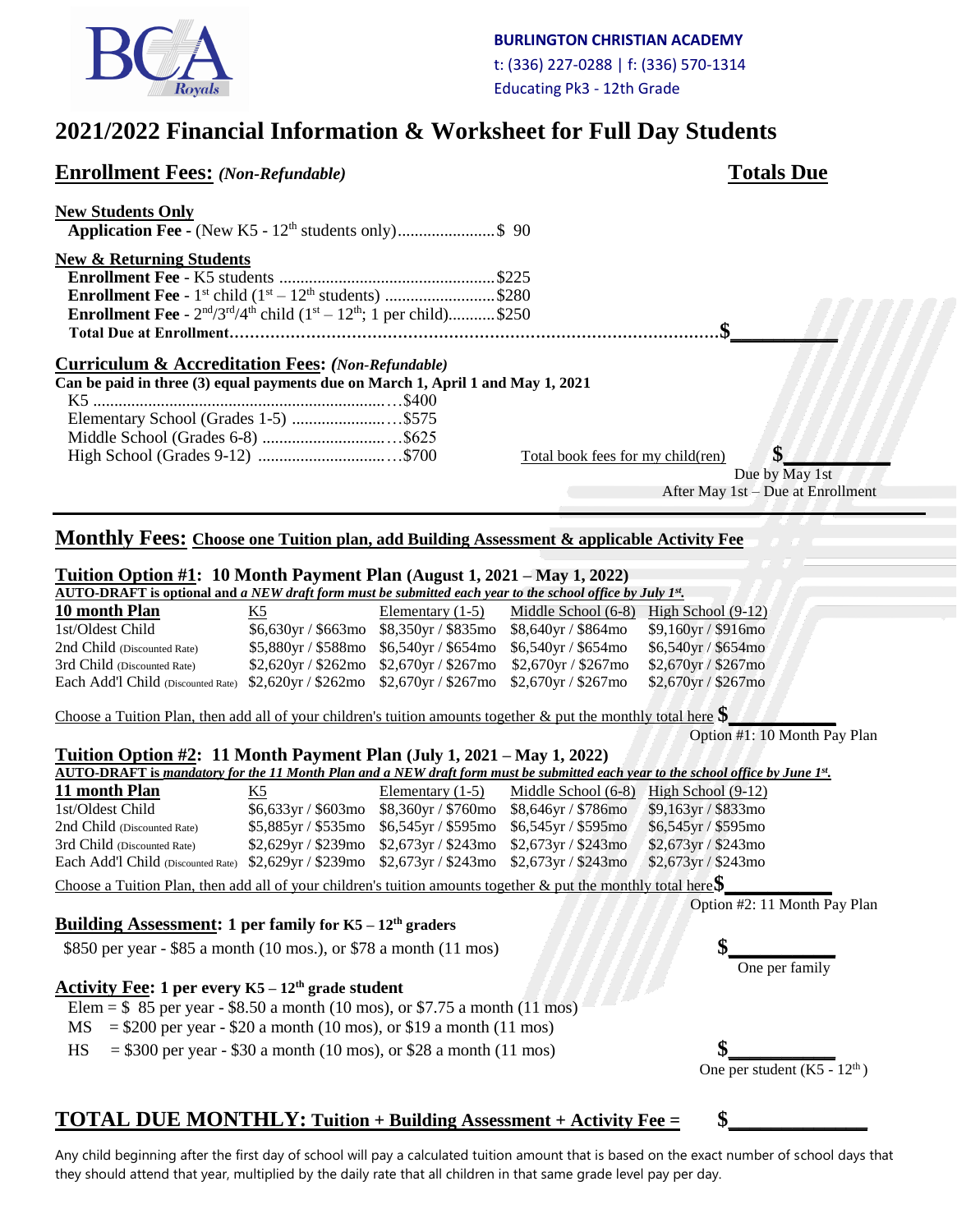BURLINGTON CHRISTIAN ACADEMY
t: (336) 227-0288 | f: (336) 570-1314
Educating Pk3 - 12th Grade

# 2021/2022 Financial Information & Worksheet for Full Day Students

## Enrollment Fees: *(Non-Refundable)* — Totals Due

**New Students Only**

**Application Fee** - (New K5 - 12th students only)....................... $ 90

**New & Returning Students**

**Enrollment Fee** - K5 students .................................................... $225

**Enrollment Fee** - 1st child (1st – 12th students) .......................... $280

**Enrollment Fee** - 2nd/3rd/4th child (1st – 12th; 1 per child)........... $250

**Total Due at Enrollment**........................................................................... **$\_\_\_\_\_\_\_\_\_\_**

## Curriculum & Accreditation Fees: *(Non-Refundable)*

**Can be paid in three (3) equal payments due on March 1, April 1 and May 1, 2021**

K5 ..................................................................... $400

Elementary School (Grades 1-5) ......................... $575

Middle School (Grades 6-8) ................................ $625

High School (Grades 9-12) .................................. $700

Total book fees for my child(ren) **$\_\_\_\_\_\_\_\_\_\_**

Due by May 1st
After May 1st – Due at Enrollment

## Monthly Fees: Choose one Tuition plan, add Building Assessment & applicable Activity Fee

### Tuition Option #1: 10 Month Payment Plan (August 1, 2021 – May 1, 2022)

**AUTO-DRAFT is optional and *a NEW draft form must be submitted each year to the school office by July 1st.***

| 10 month Plan | K5 | Elementary (1-5) | Middle School (6-8) | High School (9-12) |
|---|---|---|---|---|
| 1st/Oldest Child | $6,630yr / $663mo | $8,350yr / $835mo | $8,640yr / $864mo | $9,160yr / $916mo |
| 2nd Child (Discounted Rate) | $5,880yr / $588mo | $6,540yr / $654mo | $6,540yr / $654mo | $6,540yr / $654mo |
| 3rd Child (Discounted Rate) | $2,620yr / $262mo | $2,670yr / $267mo | $2,670yr / $267mo | $2,670yr / $267mo |
| Each Add'l Child (Discounted Rate) | $2,620yr / $262mo | $2,670yr / $267mo | $2,670yr / $267mo | $2,670yr / $267mo |

Choose a Tuition Plan, then add all of your children's tuition amounts together & put the monthly total here **$\_\_\_\_\_\_\_\_\_\_**

Option #1: 10 Month Pay Plan

### Tuition Option #2: 11 Month Payment Plan (July 1, 2021 – May 1, 2022)

**AUTO-DRAFT is *mandatory for the 11 Month Plan and a NEW draft form must be submitted each year to the school office by June 1st.***

| 11 month Plan | K5 | Elementary (1-5) | Middle School (6-8) | High School (9-12) |
|---|---|---|---|---|
| 1st/Oldest Child | $6,633yr / $603mo | $8,360yr / $760mo | $8,646yr / $786mo | $9,163yr / $833mo |
| 2nd Child (Discounted Rate) | $5,885yr / $535mo | $6,545yr / $595mo | $6,545yr / $595mo | $6,545yr / $595mo |
| 3rd Child (Discounted Rate) | $2,629yr / $239mo | $2,673yr / $243mo | $2,673yr / $243mo | $2,673yr / $243mo |
| Each Add'l Child (Discounted Rate) | $2,629yr / $239mo | $2,673yr / $243mo | $2,673yr / $243mo | $2,673yr / $243mo |

Choose a Tuition Plan, then add all of your children's tuition amounts together & put the monthly total here **$\_\_\_\_\_\_\_\_\_\_**

Option #2: 11 Month Pay Plan

### Building Assessment: 1 per family for K5 – 12th graders

$850 per year - $85 a month (10 mos.), or $78 a month (11 mos) **$\_\_\_\_\_\_\_\_\_\_**

One per family

### Activity Fee: 1 per every K5 – 12th grade student

Elem = $ 85 per year - $8.50 a month (10 mos), or $7.75 a month (11 mos)

MS = $200 per year - $20 a month (10 mos), or $19 a month (11 mos)

HS = $300 per year - $30 a month (10 mos), or $28 a month (11 mos) **$\_\_\_\_\_\_\_\_\_\_**

One per student (K5 - 12th)

## TOTAL DUE MONTHLY: Tuition + Building Assessment + Activity Fee = $\_\_\_\_\_\_\_\_\_\_\_\_

Any child beginning after the first day of school will pay a calculated tuition amount that is based on the exact number of school days that they should attend that year, multiplied by the daily rate that all children in that same grade level pay per day.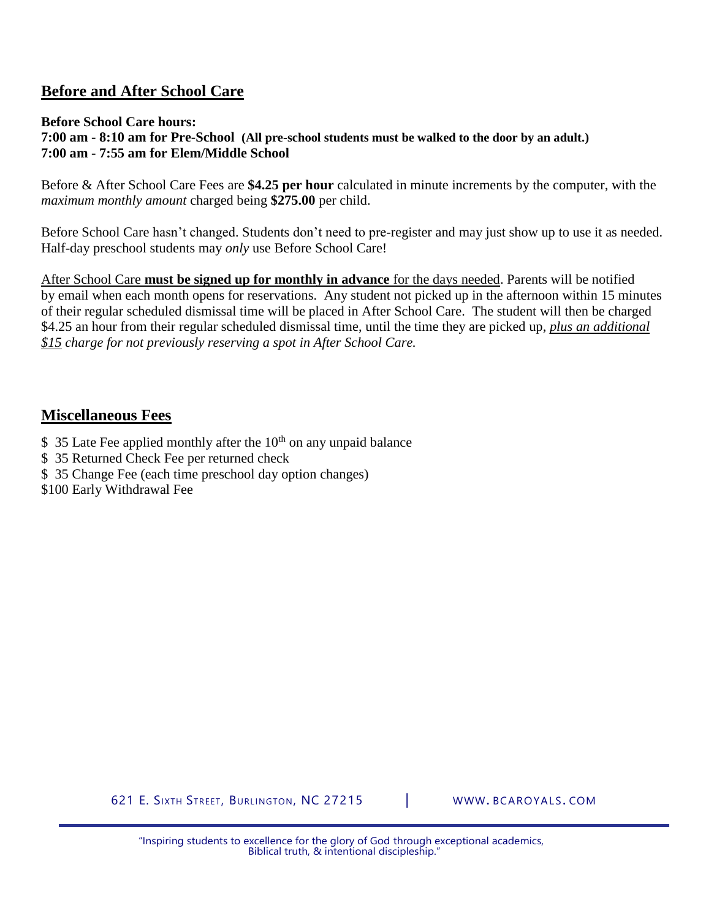## Before and After School Care

**Before School Care hours:**
**7:00 am - 8:10 am for Pre-School (All pre-school students must be walked to the door by an adult.)**
**7:00 am - 7:55 am for Elem/Middle School**

Before & After School Care Fees are **$4.25 per hour** calculated in minute increments by the computer, with the *maximum monthly amount* charged being **$275.00** per child.

Before School Care hasn't changed. Students don't need to pre-register and may just show up to use it as needed. Half-day preschool students may *only* use Before School Care!

After School Care **must be signed up for monthly in advance** for the days needed. Parents will be notified by email when each month opens for reservations. Any student not picked up in the afternoon within 15 minutes of their regular scheduled dismissal time will be placed in After School Care. The student will then be charged $4.25 an hour from their regular scheduled dismissal time, until the time they are picked up, *plus an additional $15 charge for not previously reserving a spot in After School Care.*

## Miscellaneous Fees

$ 35 Late Fee applied monthly after the 10th on any unpaid balance
$ 35 Returned Check Fee per returned check
$ 35 Change Fee (each time preschool day option changes)
$100 Early Withdrawal Fee